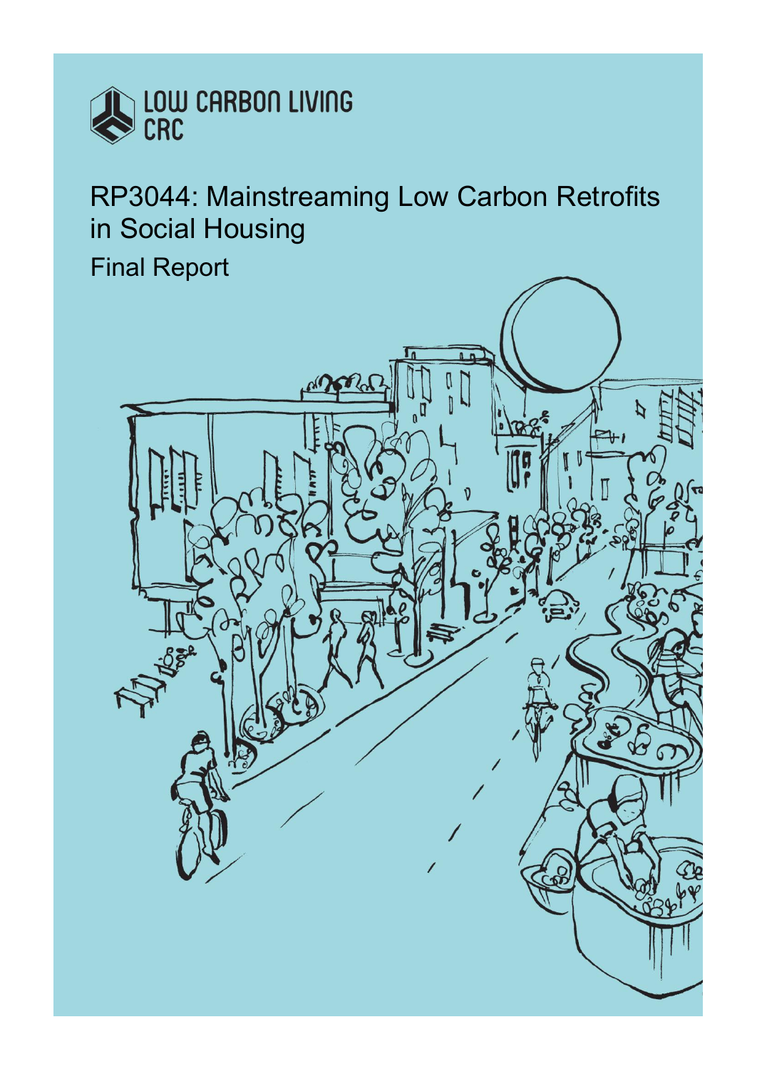LOW CARBON LIVING CRC

# RP3044: Mainstreaming Low Carbon Retrofits in Social Housing

## Final Report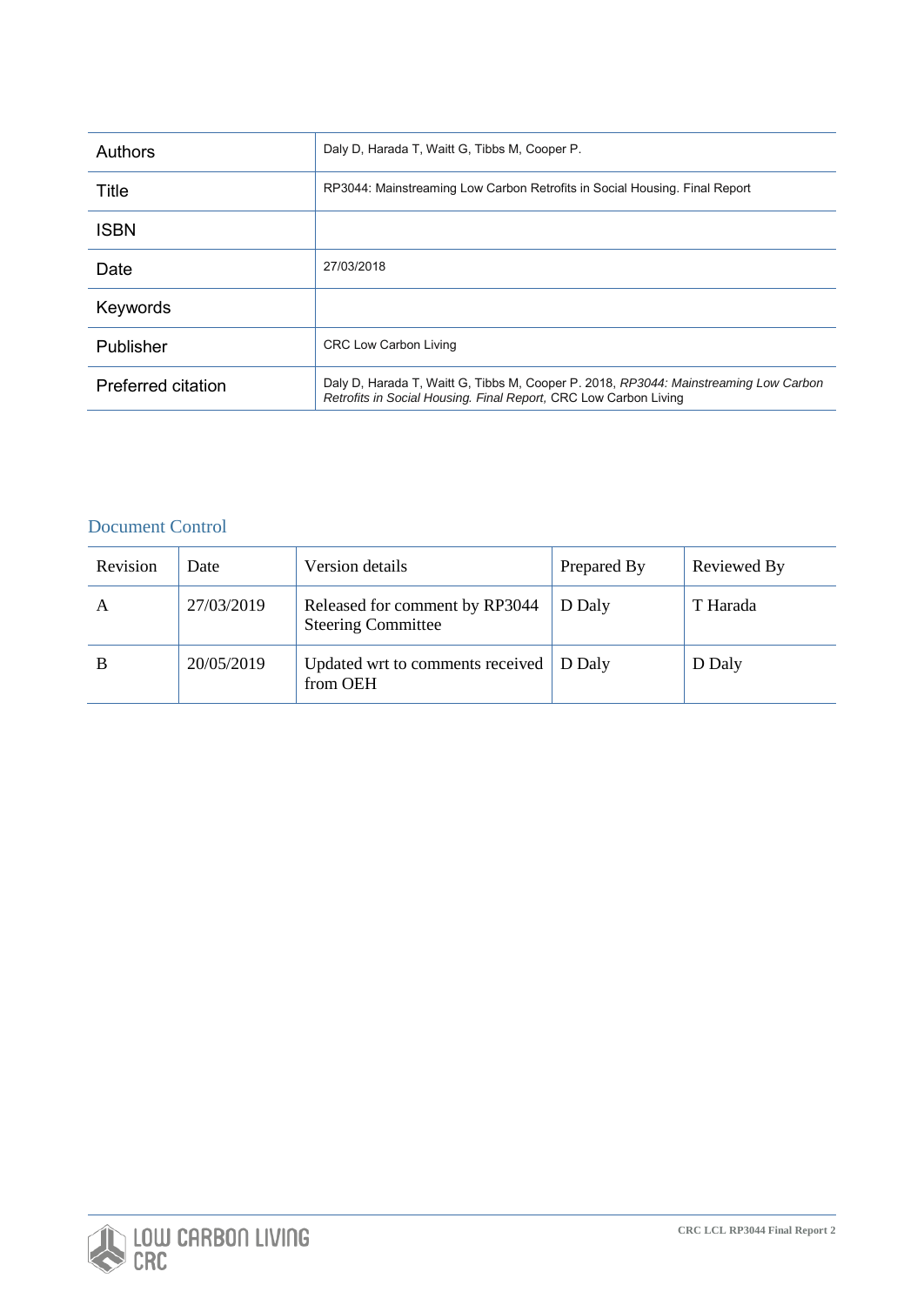| Authors | Daly D, Harada T, Waitt G, Tibbs M, Cooper P. |
| --- | --- |
| Title | RP3044: Mainstreaming Low Carbon Retrofits in Social Housing. Final Report |
| ISBN | |
| Date | 27/03/2018 |
| Keywords | |
| Publisher | CRC Low Carbon Living |
| Preferred citation | Daly D, Harada T, Waitt G, Tibbs M, Cooper P. 2018, *RP3044: Mainstreaming Low Carbon Retrofits in Social Housing. Final Report,* CRC Low Carbon Living |

## Document Control

| Revision | Date | Version details | Prepared By | Reviewed By |
| --- | --- | --- | --- | --- |
| A | 27/03/2019 | Released for comment by RP3044 Steering Committee | D Daly | T Harada |
| B | 20/05/2019 | Updated wrt to comments received from OEH | D Daly | D Daly |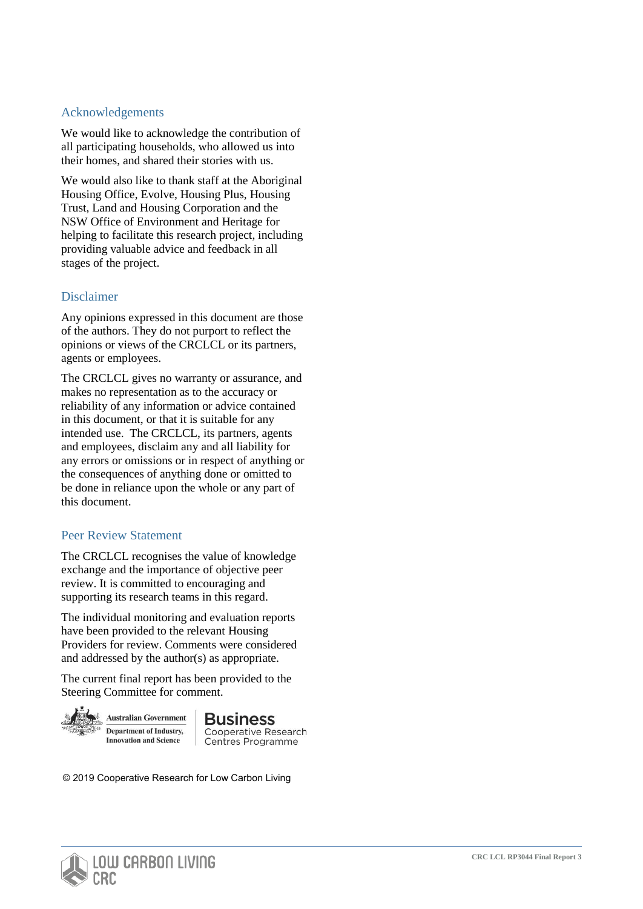## Acknowledgements

We would like to acknowledge the contribution of all participating households, who allowed us into their homes, and shared their stories with us.

We would also like to thank staff at the Aboriginal Housing Office, Evolve, Housing Plus, Housing Trust, Land and Housing Corporation and the NSW Office of Environment and Heritage for helping to facilitate this research project, including providing valuable advice and feedback in all stages of the project.

## Disclaimer

Any opinions expressed in this document are those of the authors. They do not purport to reflect the opinions or views of the CRCLCL or its partners, agents or employees.

The CRCLCL gives no warranty or assurance, and makes no representation as to the accuracy or reliability of any information or advice contained in this document, or that it is suitable for any intended use. The CRCLCL, its partners, agents and employees, disclaim any and all liability for any errors or omissions or in respect of anything or the consequences of anything done or omitted to be done in reliance upon the whole or any part of this document.

## Peer Review Statement

The CRCLCL recognises the value of knowledge exchange and the importance of objective peer review. It is committed to encouraging and supporting its research teams in this regard.

The individual monitoring and evaluation reports have been provided to the relevant Housing Providers for review. Comments were considered and addressed by the author(s) as appropriate.

The current final report has been provided to the Steering Committee for comment.

Australian Government
Department of Industry, Innovation and Science

Business
Cooperative Research Centres Programme

© 2019 Cooperative Research for Low Carbon Living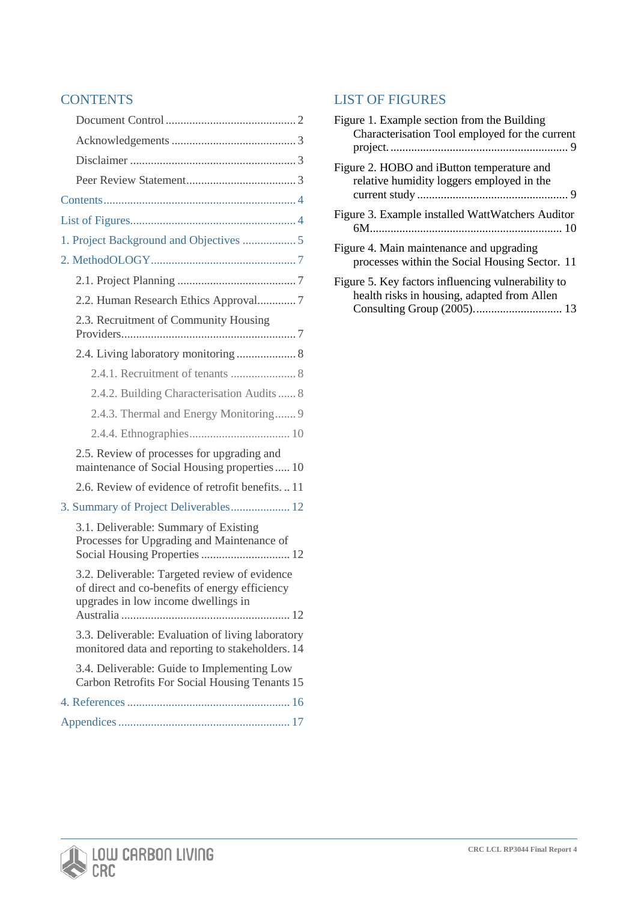# CONTENTS

- Document Control ........................................... 2
- Acknowledgements .......................................... 3
- Disclaimer ....................................................... 3
- Peer Review Statement..................................... 3

Contents................................................................. 4

List of Figures........................................................ 4

1. Project Background and Objectives .................. 5

2. MethodOLOGY................................................. 7

- 2.1. Project Planning ........................................ 7
- 2.2. Human Research Ethics Approval............. 7
- 2.3. Recruitment of Community Housing Providers........................................................... 7
- 2.4. Living laboratory monitoring .................... 8
  - 2.4.1. Recruitment of tenants ...................... 8
  - 2.4.2. Building Characterisation Audits ...... 8
  - 2.4.3. Thermal and Energy Monitoring....... 9
  - 2.4.4. Ethnographies................................. 10
- 2.5. Review of processes for upgrading and maintenance of Social Housing properties ..... 10
- 2.6. Review of evidence of retrofit benefits. .. 11

3. Summary of Project Deliverables.................... 12

- 3.1. Deliverable: Summary of Existing Processes for Upgrading and Maintenance of Social Housing Properties .............................. 12
- 3.2. Deliverable: Targeted review of evidence of direct and co-benefits of energy efficiency upgrades in low income dwellings in Australia ......................................................... 12
- 3.3. Deliverable: Evaluation of living laboratory monitored data and reporting to stakeholders. 14
- 3.4. Deliverable: Guide to Implementing Low Carbon Retrofits For Social Housing Tenants 15

4. References ....................................................... 16

Appendices .......................................................... 17

# LIST OF FIGURES

Figure 1. Example section from the Building Characterisation Tool employed for the current project. ........................................................... 9

Figure 2. HOBO and iButton temperature and relative humidity loggers employed in the current study .................................................. 9

Figure 3. Example installed WattWatchers Auditor 6M................................................................ 10

Figure 4. Main maintenance and upgrading processes within the Social Housing Sector. 11

Figure 5. Key factors influencing vulnerability to health risks in housing, adapted from Allen Consulting Group (2005). ............................. 13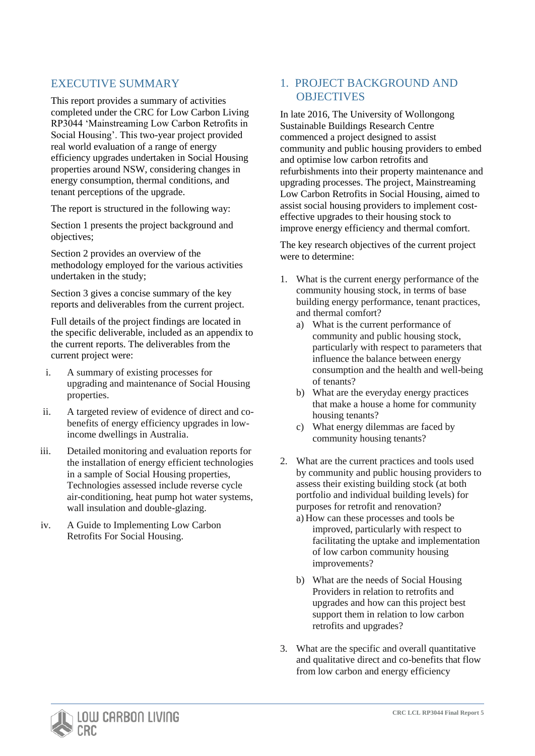## EXECUTIVE SUMMARY

This report provides a summary of activities completed under the CRC for Low Carbon Living RP3044 'Mainstreaming Low Carbon Retrofits in Social Housing'. This two-year project provided real world evaluation of a range of energy efficiency upgrades undertaken in Social Housing properties around NSW, considering changes in energy consumption, thermal conditions, and tenant perceptions of the upgrade.

The report is structured in the following way:

Section 1 presents the project background and objectives;

Section 2 provides an overview of the methodology employed for the various activities undertaken in the study;

Section 3 gives a concise summary of the key reports and deliverables from the current project.

Full details of the project findings are located in the specific deliverable, included as an appendix to the current reports. The deliverables from the current project were:

i. A summary of existing processes for upgrading and maintenance of Social Housing properties.

ii. A targeted review of evidence of direct and co-benefits of energy efficiency upgrades in low-income dwellings in Australia.

iii. Detailed monitoring and evaluation reports for the installation of energy efficient technologies in a sample of Social Housing properties, Technologies assessed include reverse cycle air-conditioning, heat pump hot water systems, wall insulation and double-glazing.

iv. A Guide to Implementing Low Carbon Retrofits For Social Housing.

## 1. PROJECT BACKGROUND AND OBJECTIVES

In late 2016, The University of Wollongong Sustainable Buildings Research Centre commenced a project designed to assist community and public housing providers to embed and optimise low carbon retrofits and refurbishments into their property maintenance and upgrading processes. The project, Mainstreaming Low Carbon Retrofits in Social Housing, aimed to assist social housing providers to implement cost-effective upgrades to their housing stock to improve energy efficiency and thermal comfort.

The key research objectives of the current project were to determine:

1. What is the current energy performance of the community housing stock, in terms of base building energy performance, tenant practices, and thermal comfort?
   a) What is the current performance of community and public housing stock, particularly with respect to parameters that influence the balance between energy consumption and the health and well-being of tenants?
   b) What are the everyday energy practices that make a house a home for community housing tenants?
   c) What energy dilemmas are faced by community housing tenants?

2. What are the current practices and tools used by community and public housing providers to assess their existing building stock (at both portfolio and individual building levels) for purposes for retrofit and renovation?
   a) How can these processes and tools be improved, particularly with respect to facilitating the uptake and implementation of low carbon community housing improvements?
   b) What are the needs of Social Housing Providers in relation to retrofits and upgrades and how can this project best support them in relation to low carbon retrofits and upgrades?

3. What are the specific and overall quantitative and qualitative direct and co-benefits that flow from low carbon and energy efficiency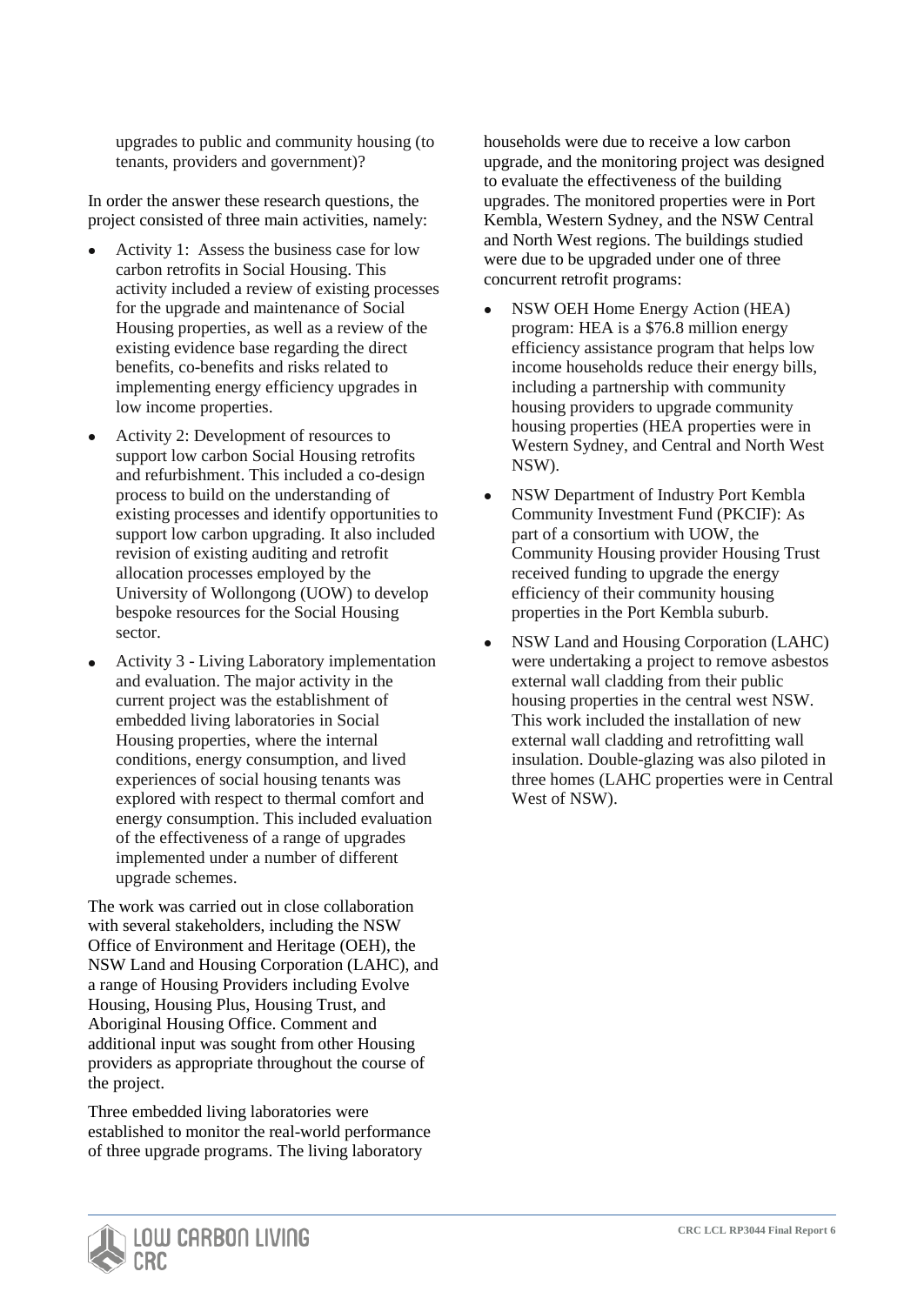upgrades to public and community housing (to tenants, providers and government)?

In order the answer these research questions, the project consisted of three main activities, namely:

- Activity 1: Assess the business case for low carbon retrofits in Social Housing. This activity included a review of existing processes for the upgrade and maintenance of Social Housing properties, as well as a review of the existing evidence base regarding the direct benefits, co-benefits and risks related to implementing energy efficiency upgrades in low income properties.
- Activity 2: Development of resources to support low carbon Social Housing retrofits and refurbishment. This included a co-design process to build on the understanding of existing processes and identify opportunities to support low carbon upgrading. It also included revision of existing auditing and retrofit allocation processes employed by the University of Wollongong (UOW) to develop bespoke resources for the Social Housing sector.
- Activity 3 - Living Laboratory implementation and evaluation. The major activity in the current project was the establishment of embedded living laboratories in Social Housing properties, where the internal conditions, energy consumption, and lived experiences of social housing tenants was explored with respect to thermal comfort and energy consumption. This included evaluation of the effectiveness of a range of upgrades implemented under a number of different upgrade schemes.

The work was carried out in close collaboration with several stakeholders, including the NSW Office of Environment and Heritage (OEH), the NSW Land and Housing Corporation (LAHC), and a range of Housing Providers including Evolve Housing, Housing Plus, Housing Trust, and Aboriginal Housing Office. Comment and additional input was sought from other Housing providers as appropriate throughout the course of the project.

Three embedded living laboratories were established to monitor the real-world performance of three upgrade programs. The living laboratory households were due to receive a low carbon upgrade, and the monitoring project was designed to evaluate the effectiveness of the building upgrades. The monitored properties were in Port Kembla, Western Sydney, and the NSW Central and North West regions. The buildings studied were due to be upgraded under one of three concurrent retrofit programs:

- NSW OEH Home Energy Action (HEA) program: HEA is a $76.8 million energy efficiency assistance program that helps low income households reduce their energy bills, including a partnership with community housing providers to upgrade community housing properties (HEA properties were in Western Sydney, and Central and North West NSW).
- NSW Department of Industry Port Kembla Community Investment Fund (PKCIF): As part of a consortium with UOW, the Community Housing provider Housing Trust received funding to upgrade the energy efficiency of their community housing properties in the Port Kembla suburb.
- NSW Land and Housing Corporation (LAHC) were undertaking a project to remove asbestos external wall cladding from their public housing properties in the central west NSW. This work included the installation of new external wall cladding and retrofitting wall insulation. Double-glazing was also piloted in three homes (LAHC properties were in Central West of NSW).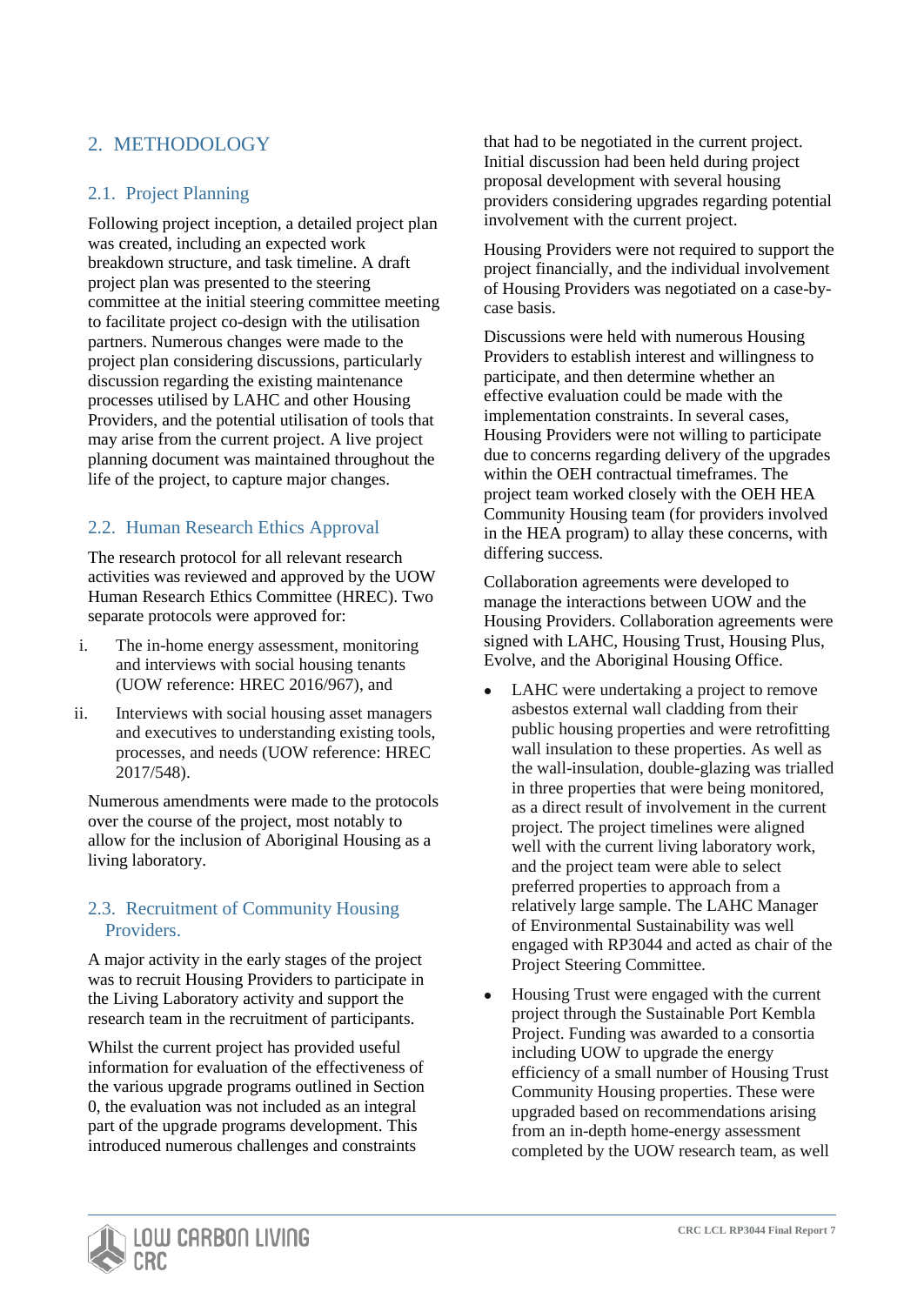# 2. METHODOLOGY

## 2.1. Project Planning

Following project inception, a detailed project plan was created, including an expected work breakdown structure, and task timeline. A draft project plan was presented to the steering committee at the initial steering committee meeting to facilitate project co-design with the utilisation partners. Numerous changes were made to the project plan considering discussions, particularly discussion regarding the existing maintenance processes utilised by LAHC and other Housing Providers, and the potential utilisation of tools that may arise from the current project. A live project planning document was maintained throughout the life of the project, to capture major changes.

## 2.2. Human Research Ethics Approval

The research protocol for all relevant research activities was reviewed and approved by the UOW Human Research Ethics Committee (HREC). Two separate protocols were approved for:

i. The in-home energy assessment, monitoring and interviews with social housing tenants (UOW reference: HREC 2016/967), and

ii. Interviews with social housing asset managers and executives to understanding existing tools, processes, and needs (UOW reference: HREC 2017/548).

Numerous amendments were made to the protocols over the course of the project, most notably to allow for the inclusion of Aboriginal Housing as a living laboratory.

## 2.3. Recruitment of Community Housing Providers.

A major activity in the early stages of the project was to recruit Housing Providers to participate in the Living Laboratory activity and support the research team in the recruitment of participants.

Whilst the current project has provided useful information for evaluation of the effectiveness of the various upgrade programs outlined in Section 0, the evaluation was not included as an integral part of the upgrade programs development. This introduced numerous challenges and constraints that had to be negotiated in the current project. Initial discussion had been held during project proposal development with several housing providers considering upgrades regarding potential involvement with the current project.

Housing Providers were not required to support the project financially, and the individual involvement of Housing Providers was negotiated on a case-by-case basis.

Discussions were held with numerous Housing Providers to establish interest and willingness to participate, and then determine whether an effective evaluation could be made with the implementation constraints. In several cases, Housing Providers were not willing to participate due to concerns regarding delivery of the upgrades within the OEH contractual timeframes. The project team worked closely with the OEH HEA Community Housing team (for providers involved in the HEA program) to allay these concerns, with differing success.

Collaboration agreements were developed to manage the interactions between UOW and the Housing Providers. Collaboration agreements were signed with LAHC, Housing Trust, Housing Plus, Evolve, and the Aboriginal Housing Office.

- LAHC were undertaking a project to remove asbestos external wall cladding from their public housing properties and were retrofitting wall insulation to these properties. As well as the wall-insulation, double-glazing was trialled in three properties that were being monitored, as a direct result of involvement in the current project. The project timelines were aligned well with the current living laboratory work, and the project team were able to select preferred properties to approach from a relatively large sample. The LAHC Manager of Environmental Sustainability was well engaged with RP3044 and acted as chair of the Project Steering Committee.
- Housing Trust were engaged with the current project through the Sustainable Port Kembla Project. Funding was awarded to a consortia including UOW to upgrade the energy efficiency of a small number of Housing Trust Community Housing properties. These were upgraded based on recommendations arising from an in-depth home-energy assessment completed by the UOW research team, as well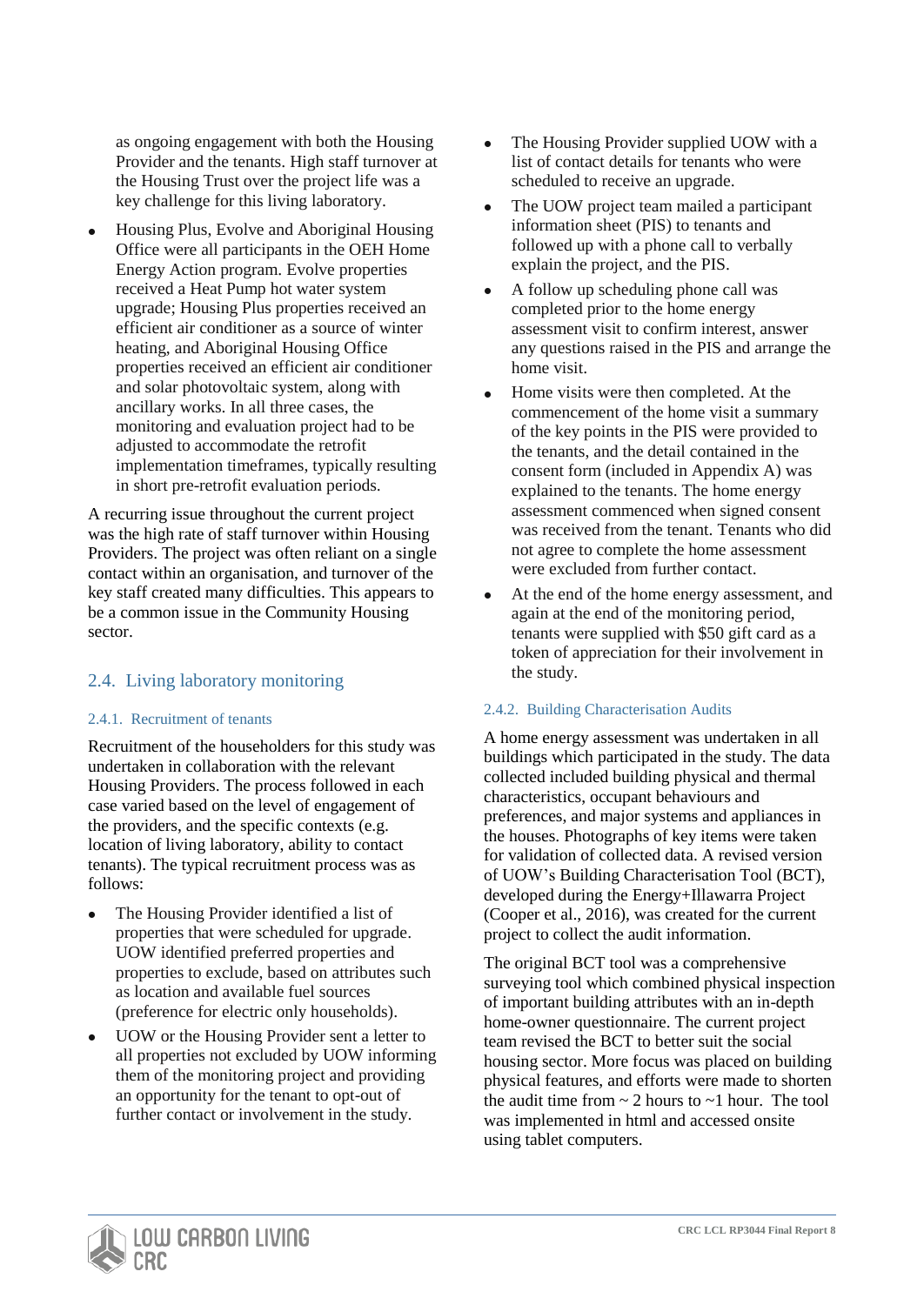as ongoing engagement with both the Housing Provider and the tenants. High staff turnover at the Housing Trust over the project life was a key challenge for this living laboratory.

- Housing Plus, Evolve and Aboriginal Housing Office were all participants in the OEH Home Energy Action program. Evolve properties received a Heat Pump hot water system upgrade; Housing Plus properties received an efficient air conditioner as a source of winter heating, and Aboriginal Housing Office properties received an efficient air conditioner and solar photovoltaic system, along with ancillary works. In all three cases, the monitoring and evaluation project had to be adjusted to accommodate the retrofit implementation timeframes, typically resulting in short pre-retrofit evaluation periods.

A recurring issue throughout the current project was the high rate of staff turnover within Housing Providers. The project was often reliant on a single contact within an organisation, and turnover of the key staff created many difficulties. This appears to be a common issue in the Community Housing sector.

## 2.4. Living laboratory monitoring

### 2.4.1. Recruitment of tenants

Recruitment of the householders for this study was undertaken in collaboration with the relevant Housing Providers. The process followed in each case varied based on the level of engagement of the providers, and the specific contexts (e.g. location of living laboratory, ability to contact tenants). The typical recruitment process was as follows:

- The Housing Provider identified a list of properties that were scheduled for upgrade. UOW identified preferred properties and properties to exclude, based on attributes such as location and available fuel sources (preference for electric only households).
- UOW or the Housing Provider sent a letter to all properties not excluded by UOW informing them of the monitoring project and providing an opportunity for the tenant to opt-out of further contact or involvement in the study.
- The Housing Provider supplied UOW with a list of contact details for tenants who were scheduled to receive an upgrade.
- The UOW project team mailed a participant information sheet (PIS) to tenants and followed up with a phone call to verbally explain the project, and the PIS.
- A follow up scheduling phone call was completed prior to the home energy assessment visit to confirm interest, answer any questions raised in the PIS and arrange the home visit.
- Home visits were then completed. At the commencement of the home visit a summary of the key points in the PIS were provided to the tenants, and the detail contained in the consent form (included in Appendix A) was explained to the tenants. The home energy assessment commenced when signed consent was received from the tenant. Tenants who did not agree to complete the home assessment were excluded from further contact.
- At the end of the home energy assessment, and again at the end of the monitoring period, tenants were supplied with $50 gift card as a token of appreciation for their involvement in the study.

### 2.4.2. Building Characterisation Audits

A home energy assessment was undertaken in all buildings which participated in the study. The data collected included building physical and thermal characteristics, occupant behaviours and preferences, and major systems and appliances in the houses. Photographs of key items were taken for validation of collected data. A revised version of UOW's Building Characterisation Tool (BCT), developed during the Energy+Illawarra Project (Cooper et al., 2016), was created for the current project to collect the audit information.

The original BCT tool was a comprehensive surveying tool which combined physical inspection of important building attributes with an in-depth home-owner questionnaire. The current project team revised the BCT to better suit the social housing sector. More focus was placed on building physical features, and efforts were made to shorten the audit time from ~ 2 hours to ~1 hour. The tool was implemented in html and accessed onsite using tablet computers.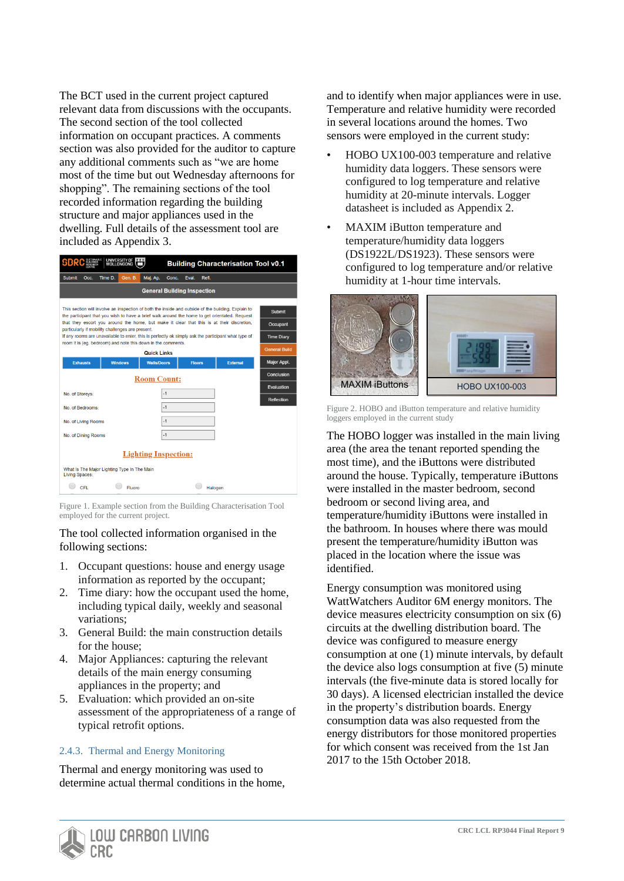The BCT used in the current project captured relevant data from discussions with the occupants. The second section of the tool collected information on occupant practices. A comments section was also provided for the auditor to capture any additional comments such as "we are home most of the time but out Wednesday afternoons for shopping". The remaining sections of the tool recorded information regarding the building structure and major appliances used in the dwelling. Full details of the assessment tool are included as Appendix 3.

Figure 1. Example section from the Building Characterisation Tool employed for the current project.

The tool collected information organised in the following sections:

1. Occupant questions: house and energy usage information as reported by the occupant;
2. Time diary: how the occupant used the home, including typical daily, weekly and seasonal variations;
3. General Build: the main construction details for the house;
4. Major Appliances: capturing the relevant details of the main energy consuming appliances in the property; and
5. Evaluation: which provided an on-site assessment of the appropriateness of a range of typical retrofit options.

### 2.4.3. Thermal and Energy Monitoring

Thermal and energy monitoring was used to determine actual thermal conditions in the home, and to identify when major appliances were in use. Temperature and relative humidity were recorded in several locations around the homes. Two sensors were employed in the current study:

- HOBO UX100-003 temperature and relative humidity data loggers. These sensors were configured to log temperature and relative humidity at 20-minute intervals. Logger datasheet is included as Appendix 2.
- MAXIM iButton temperature and temperature/humidity data loggers (DS1922L/DS1923). These sensors were configured to log temperature and/or relative humidity at 1-hour time intervals.

Figure 2. HOBO and iButton temperature and relative humidity loggers employed in the current study

The HOBO logger was installed in the main living area (the area the tenant reported spending the most time), and the iButtons were distributed around the house. Typically, temperature iButtons were installed in the master bedroom, second bedroom or second living area, and temperature/humidity iButtons were installed in the bathroom. In houses where there was mould present the temperature/humidity iButton was placed in the location where the issue was identified.

Energy consumption was monitored using WattWatchers Auditor 6M energy monitors. The device measures electricity consumption on six (6) circuits at the dwelling distribution board. The device was configured to measure energy consumption at one (1) minute intervals, by default the device also logs consumption at five (5) minute intervals (the five-minute data is stored locally for 30 days). A licensed electrician installed the device in the property's distribution boards. Energy consumption data was also requested from the energy distributors for those monitored properties for which consent was received from the 1st Jan 2017 to the 15th October 2018.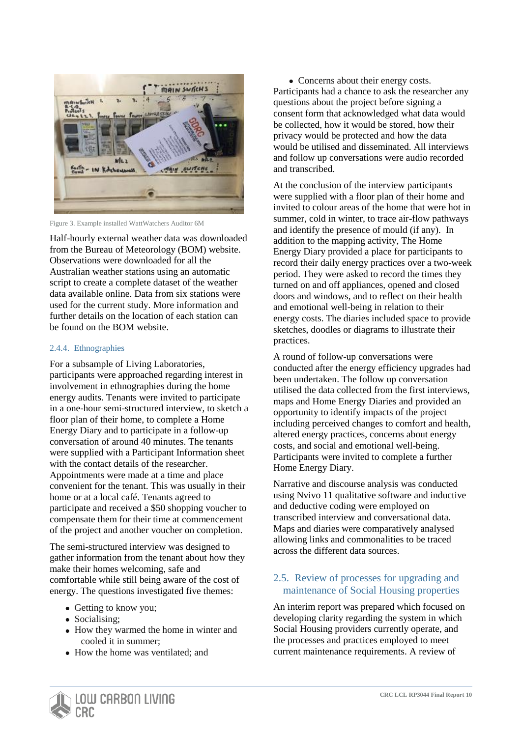Figure 3. Example installed WattWatchers Auditor 6M

Half-hourly external weather data was downloaded from the Bureau of Meteorology (BOM) website. Observations were downloaded for all the Australian weather stations using an automatic script to create a complete dataset of the weather data available online. Data from six stations were used for the current study. More information and further details on the location of each station can be found on the BOM website.

### 2.4.4. Ethnographies

For a subsample of Living Laboratories, participants were approached regarding interest in involvement in ethnographies during the home energy audits. Tenants were invited to participate in a one-hour semi-structured interview, to sketch a floor plan of their home, to complete a Home Energy Diary and to participate in a follow-up conversation of around 40 minutes. The tenants were supplied with a Participant Information sheet with the contact details of the researcher. Appointments were made at a time and place convenient for the tenant. This was usually in their home or at a local café. Tenants agreed to participate and received a $50 shopping voucher to compensate them for their time at commencement of the project and another voucher on completion.

The semi-structured interview was designed to gather information from the tenant about how they make their homes welcoming, safe and comfortable while still being aware of the cost of energy. The questions investigated five themes:

- Getting to know you;
- Socialising;
- How they warmed the home in winter and cooled it in summer;
- How the home was ventilated; and
- Concerns about their energy costs.

Participants had a chance to ask the researcher any questions about the project before signing a consent form that acknowledged what data would be collected, how it would be stored, how their privacy would be protected and how the data would be utilised and disseminated. All interviews and follow up conversations were audio recorded and transcribed.

At the conclusion of the interview participants were supplied with a floor plan of their home and invited to colour areas of the home that were hot in summer, cold in winter, to trace air-flow pathways and identify the presence of mould (if any). In addition to the mapping activity, The Home Energy Diary provided a place for participants to record their daily energy practices over a two-week period. They were asked to record the times they turned on and off appliances, opened and closed doors and windows, and to reflect on their health and emotional well-being in relation to their energy costs. The diaries included space to provide sketches, doodles or diagrams to illustrate their practices.

A round of follow-up conversations were conducted after the energy efficiency upgrades had been undertaken. The follow up conversation utilised the data collected from the first interviews, maps and Home Energy Diaries and provided an opportunity to identify impacts of the project including perceived changes to comfort and health, altered energy practices, concerns about energy costs, and social and emotional well-being. Participants were invited to complete a further Home Energy Diary.

Narrative and discourse analysis was conducted using Nvivo 11 qualitative software and inductive and deductive coding were employed on transcribed interview and conversational data. Maps and diaries were comparatively analysed allowing links and commonalities to be traced across the different data sources.

## 2.5. Review of processes for upgrading and maintenance of Social Housing properties

An interim report was prepared which focused on developing clarity regarding the system in which Social Housing providers currently operate, and the processes and practices employed to meet current maintenance requirements. A review of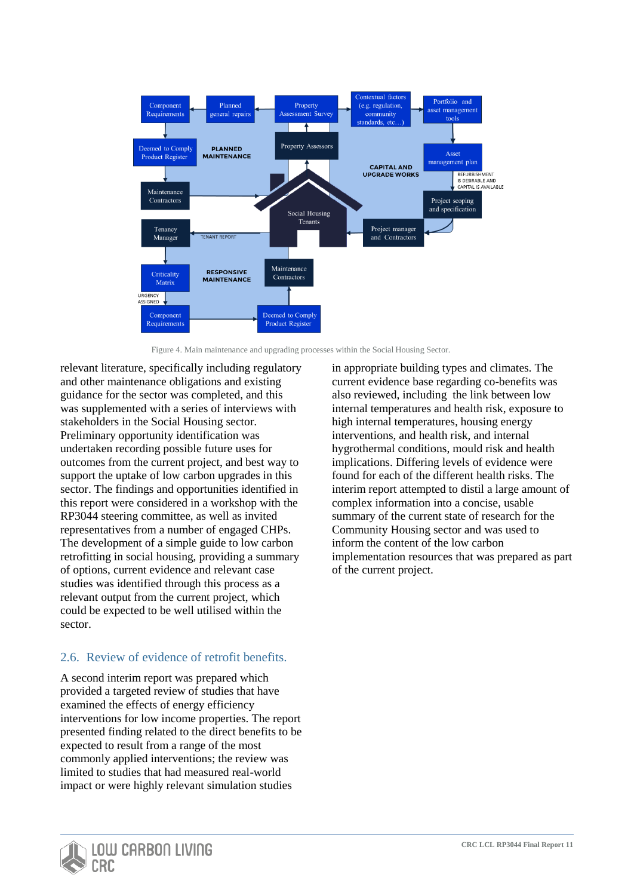Figure 4. Main maintenance and upgrading processes within the Social Housing Sector.

relevant literature, specifically including regulatory and other maintenance obligations and existing guidance for the sector was completed, and this was supplemented with a series of interviews with stakeholders in the Social Housing sector. Preliminary opportunity identification was undertaken recording possible future uses for outcomes from the current project, and best way to support the uptake of low carbon upgrades in this sector. The findings and opportunities identified in this report were considered in a workshop with the RP3044 steering committee, as well as invited representatives from a number of engaged CHPs. The development of a simple guide to low carbon retrofitting in social housing, providing a summary of options, current evidence and relevant case studies was identified through this process as a relevant output from the current project, which could be expected to be well utilised within the sector.

## 2.6. Review of evidence of retrofit benefits.

A second interim report was prepared which provided a targeted review of studies that have examined the effects of energy efficiency interventions for low income properties. The report presented finding related to the direct benefits to be expected to result from a range of the most commonly applied interventions; the review was limited to studies that had measured real-world impact or were highly relevant simulation studies in appropriate building types and climates. The current evidence base regarding co-benefits was also reviewed, including the link between low internal temperatures and health risk, exposure to high internal temperatures, housing energy interventions, and health risk, and internal hygrothermal conditions, mould risk and health implications. Differing levels of evidence were found for each of the different health risks. The interim report attempted to distil a large amount of complex information into a concise, usable summary of the current state of research for the Community Housing sector and was used to inform the content of the low carbon implementation resources that was prepared as part of the current project.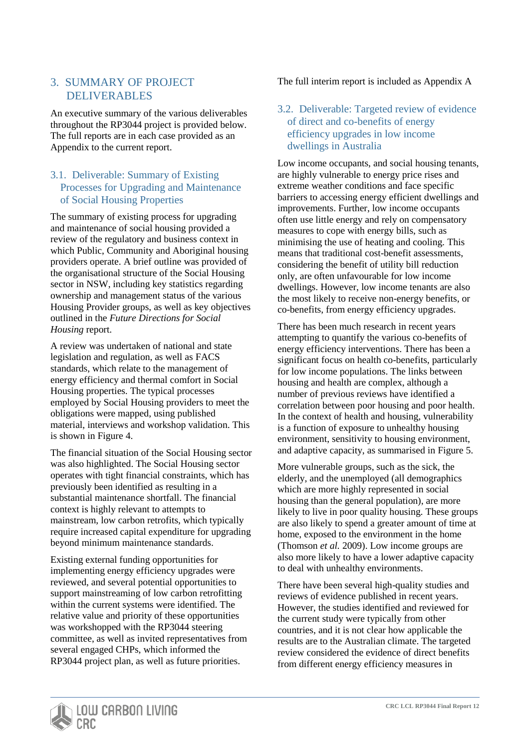# 3. SUMMARY OF PROJECT DELIVERABLES

An executive summary of the various deliverables throughout the RP3044 project is provided below. The full reports are in each case provided as an Appendix to the current report.

## 3.1. Deliverable: Summary of Existing Processes for Upgrading and Maintenance of Social Housing Properties

The summary of existing process for upgrading and maintenance of social housing provided a review of the regulatory and business context in which Public, Community and Aboriginal housing providers operate. A brief outline was provided of the organisational structure of the Social Housing sector in NSW, including key statistics regarding ownership and management status of the various Housing Provider groups, as well as key objectives outlined in the *Future Directions for Social Housing* report.

A review was undertaken of national and state legislation and regulation, as well as FACS standards, which relate to the management of energy efficiency and thermal comfort in Social Housing properties. The typical processes employed by Social Housing providers to meet the obligations were mapped, using published material, interviews and workshop validation. This is shown in Figure 4.

The financial situation of the Social Housing sector was also highlighted. The Social Housing sector operates with tight financial constraints, which has previously been identified as resulting in a substantial maintenance shortfall. The financial context is highly relevant to attempts to mainstream, low carbon retrofits, which typically require increased capital expenditure for upgrading beyond minimum maintenance standards.

Existing external funding opportunities for implementing energy efficiency upgrades were reviewed, and several potential opportunities to support mainstreaming of low carbon retrofitting within the current systems were identified. The relative value and priority of these opportunities was workshopped with the RP3044 steering committee, as well as invited representatives from several engaged CHPs, which informed the RP3044 project plan, as well as future priorities.

The full interim report is included as Appendix A

## 3.2. Deliverable: Targeted review of evidence of direct and co-benefits of energy efficiency upgrades in low income dwellings in Australia

Low income occupants, and social housing tenants, are highly vulnerable to energy price rises and extreme weather conditions and face specific barriers to accessing energy efficient dwellings and improvements. Further, low income occupants often use little energy and rely on compensatory measures to cope with energy bills, such as minimising the use of heating and cooling. This means that traditional cost-benefit assessments, considering the benefit of utility bill reduction only, are often unfavourable for low income dwellings. However, low income tenants are also the most likely to receive non-energy benefits, or co-benefits, from energy efficiency upgrades.

There has been much research in recent years attempting to quantify the various co-benefits of energy efficiency interventions. There has been a significant focus on health co-benefits, particularly for low income populations. The links between housing and health are complex, although a number of previous reviews have identified a correlation between poor housing and poor health. In the context of health and housing, vulnerability is a function of exposure to unhealthy housing environment, sensitivity to housing environment, and adaptive capacity, as summarised in Figure 5.

More vulnerable groups, such as the sick, the elderly, and the unemployed (all demographics which are more highly represented in social housing than the general population), are more likely to live in poor quality housing. These groups are also likely to spend a greater amount of time at home, exposed to the environment in the home (Thomson *et al.* 2009). Low income groups are also more likely to have a lower adaptive capacity to deal with unhealthy environments.

There have been several high-quality studies and reviews of evidence published in recent years. However, the studies identified and reviewed for the current study were typically from other countries, and it is not clear how applicable the results are to the Australian climate. The targeted review considered the evidence of direct benefits from different energy efficiency measures in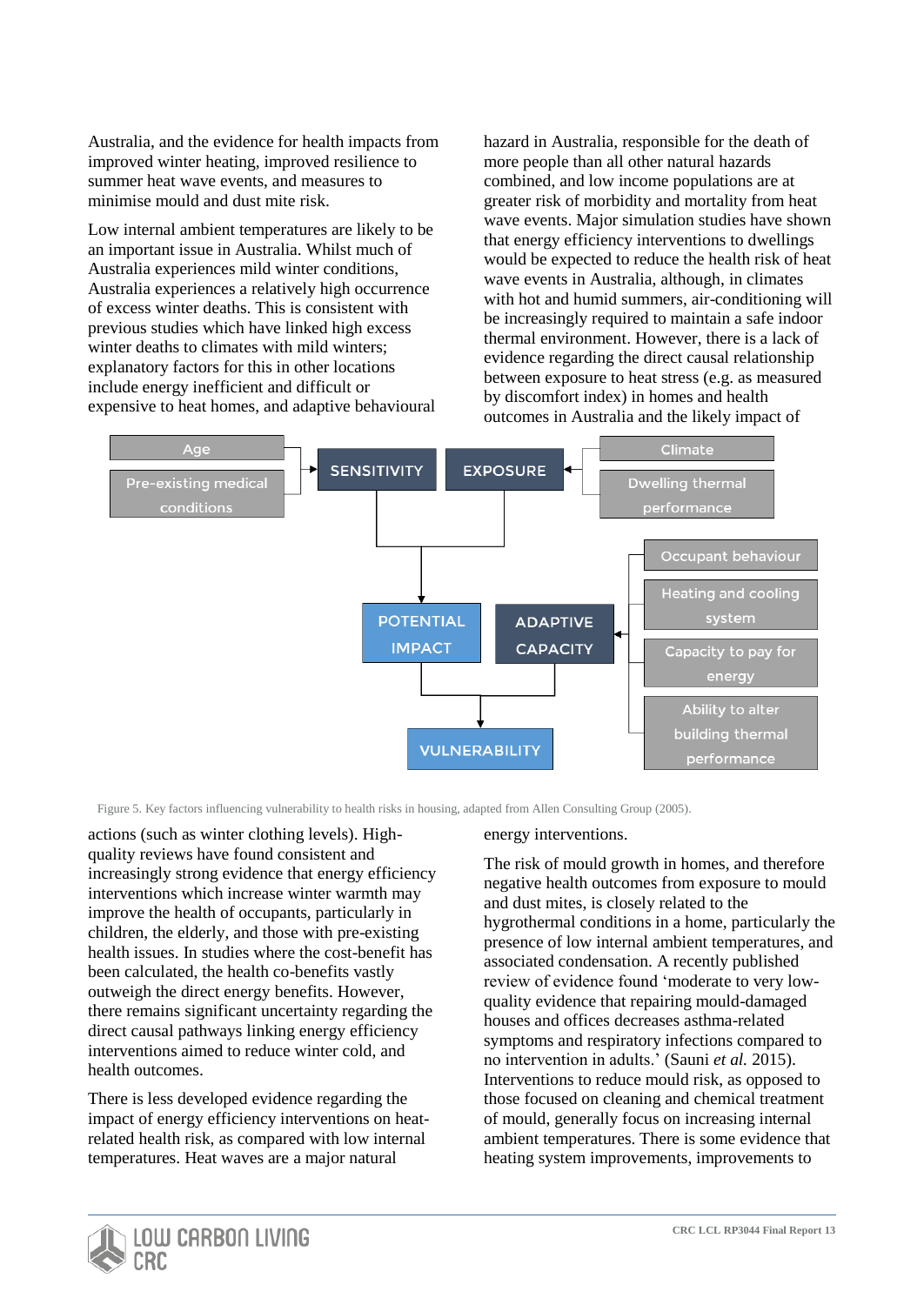Australia, and the evidence for health impacts from improved winter heating, improved resilience to summer heat wave events, and measures to minimise mould and dust mite risk.

Low internal ambient temperatures are likely to be an important issue in Australia. Whilst much of Australia experiences mild winter conditions, Australia experiences a relatively high occurrence of excess winter deaths. This is consistent with previous studies which have linked high excess winter deaths to climates with mild winters; explanatory factors for this in other locations include energy inefficient and difficult or expensive to heat homes, and adaptive behavioural actions (such as winter clothing levels). High-quality reviews have found consistent and increasingly strong evidence that energy efficiency interventions which increase winter warmth may improve the health of occupants, particularly in children, the elderly, and those with pre-existing health issues. In studies where the cost-benefit has been calculated, the health co-benefits vastly outweigh the direct energy benefits. However, there remains significant uncertainty regarding the direct causal pathways linking energy efficiency interventions aimed to reduce winter cold, and health outcomes.

There is less developed evidence regarding the impact of energy efficiency interventions on heat-related health risk, as compared with low internal temperatures. Heat waves are a major natural hazard in Australia, responsible for the death of more people than all other natural hazards combined, and low income populations are at greater risk of morbidity and mortality from heat wave events. Major simulation studies have shown that energy efficiency interventions to dwellings would be expected to reduce the health risk of heat wave events in Australia, although, in climates with hot and humid summers, air-conditioning will be increasingly required to maintain a safe indoor thermal environment. However, there is a lack of evidence regarding the direct causal relationship between exposure to heat stress (e.g. as measured by discomfort index) in homes and health outcomes in Australia and the likely impact of energy interventions.

Figure 5. Key factors influencing vulnerability to health risks in housing, adapted from Allen Consulting Group (2005).

The risk of mould growth in homes, and therefore negative health outcomes from exposure to mould and dust mites, is closely related to the hygrothermal conditions in a home, particularly the presence of low internal ambient temperatures, and associated condensation. A recently published review of evidence found 'moderate to very low-quality evidence that repairing mould-damaged houses and offices decreases asthma-related symptoms and respiratory infections compared to no intervention in adults.' (Sauni *et al.* 2015). Interventions to reduce mould risk, as opposed to those focused on cleaning and chemical treatment of mould, generally focus on increasing internal ambient temperatures. There is some evidence that heating system improvements, improvements to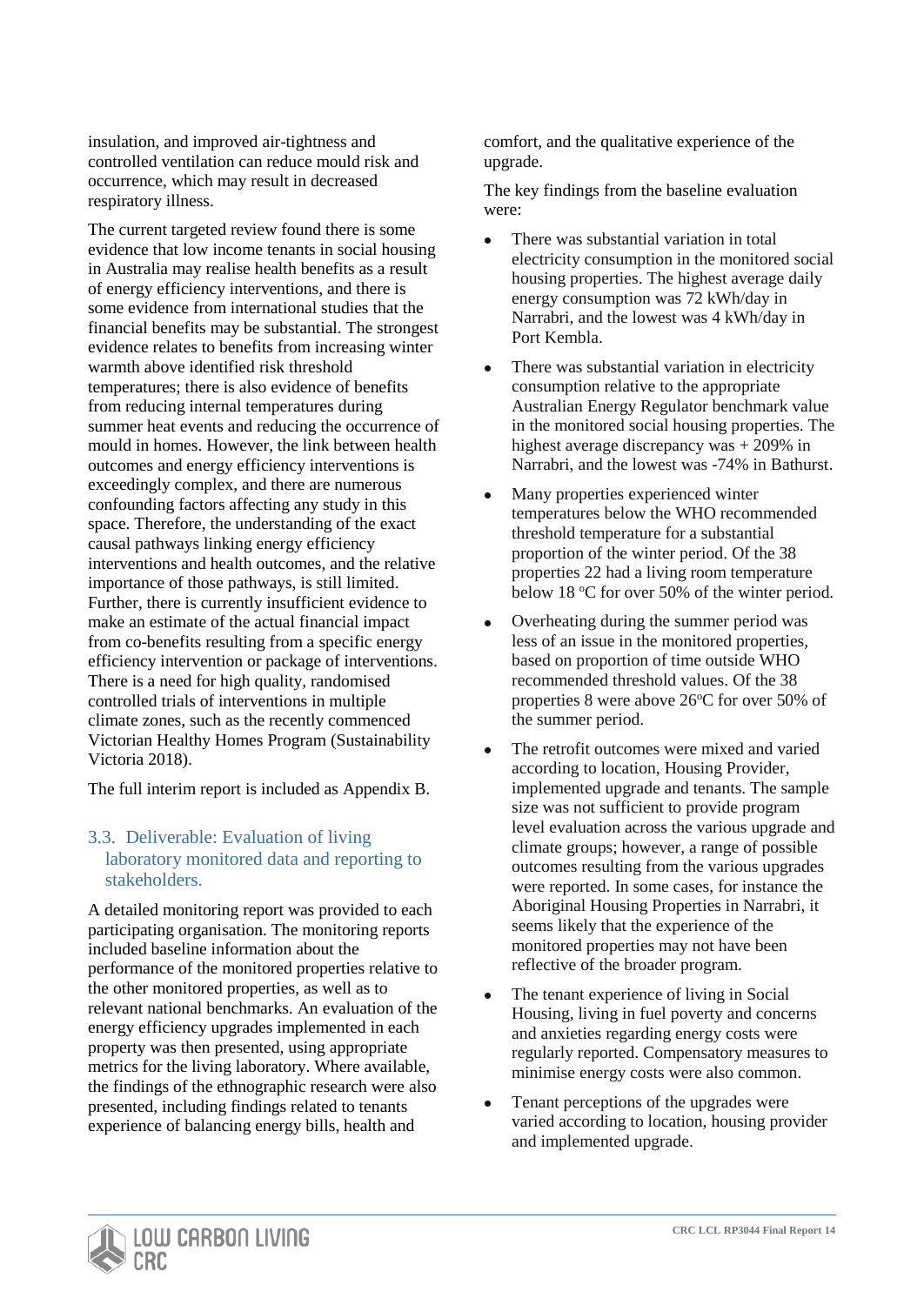insulation, and improved air-tightness and controlled ventilation can reduce mould risk and occurrence, which may result in decreased respiratory illness.

The current targeted review found there is some evidence that low income tenants in social housing in Australia may realise health benefits as a result of energy efficiency interventions, and there is some evidence from international studies that the financial benefits may be substantial. The strongest evidence relates to benefits from increasing winter warmth above identified risk threshold temperatures; there is also evidence of benefits from reducing internal temperatures during summer heat events and reducing the occurrence of mould in homes. However, the link between health outcomes and energy efficiency interventions is exceedingly complex, and there are numerous confounding factors affecting any study in this space. Therefore, the understanding of the exact causal pathways linking energy efficiency interventions and health outcomes, and the relative importance of those pathways, is still limited. Further, there is currently insufficient evidence to make an estimate of the actual financial impact from co-benefits resulting from a specific energy efficiency intervention or package of interventions. There is a need for high quality, randomised controlled trials of interventions in multiple climate zones, such as the recently commenced Victorian Healthy Homes Program (Sustainability Victoria 2018).

The full interim report is included as Appendix B.

## 3.3. Deliverable: Evaluation of living laboratory monitored data and reporting to stakeholders.

A detailed monitoring report was provided to each participating organisation. The monitoring reports included baseline information about the performance of the monitored properties relative to the other monitored properties, as well as to relevant national benchmarks. An evaluation of the energy efficiency upgrades implemented in each property was then presented, using appropriate metrics for the living laboratory. Where available, the findings of the ethnographic research were also presented, including findings related to tenants experience of balancing energy bills, health and comfort, and the qualitative experience of the upgrade.

The key findings from the baseline evaluation were:

- There was substantial variation in total electricity consumption in the monitored social housing properties. The highest average daily energy consumption was 72 kWh/day in Narrabri, and the lowest was 4 kWh/day in Port Kembla.
- There was substantial variation in electricity consumption relative to the appropriate Australian Energy Regulator benchmark value in the monitored social housing properties. The highest average discrepancy was + 209% in Narrabri, and the lowest was -74% in Bathurst.
- Many properties experienced winter temperatures below the WHO recommended threshold temperature for a substantial proportion of the winter period. Of the 38 properties 22 had a living room temperature below 18 °C for over 50% of the winter period.
- Overheating during the summer period was less of an issue in the monitored properties, based on proportion of time outside WHO recommended threshold values. Of the 38 properties 8 were above 26°C for over 50% of the summer period.
- The retrofit outcomes were mixed and varied according to location, Housing Provider, implemented upgrade and tenants. The sample size was not sufficient to provide program level evaluation across the various upgrade and climate groups; however, a range of possible outcomes resulting from the various upgrades were reported. In some cases, for instance the Aboriginal Housing Properties in Narrabri, it seems likely that the experience of the monitored properties may not have been reflective of the broader program.
- The tenant experience of living in Social Housing, living in fuel poverty and concerns and anxieties regarding energy costs were regularly reported. Compensatory measures to minimise energy costs were also common.
- Tenant perceptions of the upgrades were varied according to location, housing provider and implemented upgrade.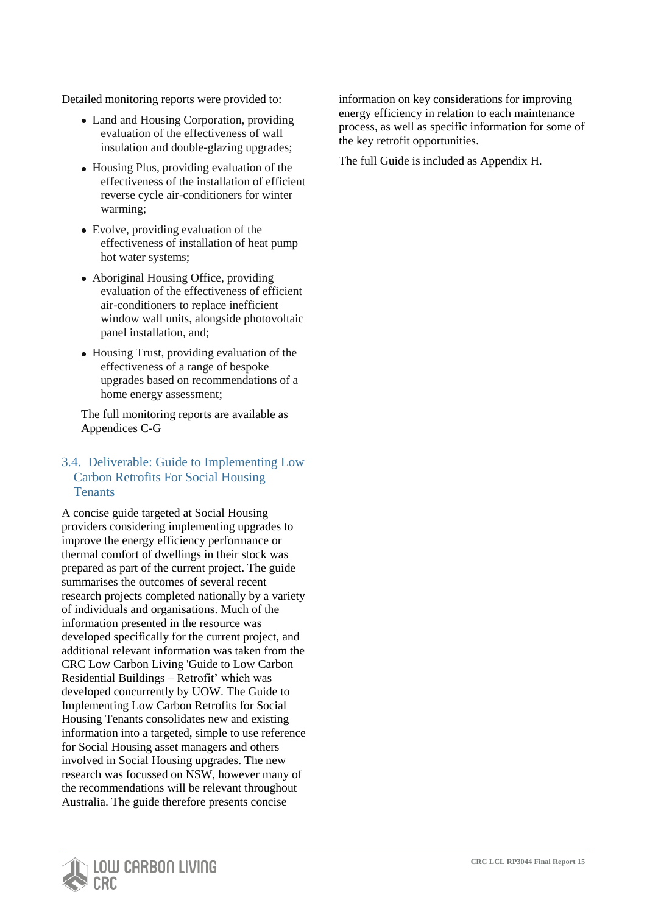Detailed monitoring reports were provided to:

- Land and Housing Corporation, providing evaluation of the effectiveness of wall insulation and double-glazing upgrades;
- Housing Plus, providing evaluation of the effectiveness of the installation of efficient reverse cycle air-conditioners for winter warming;
- Evolve, providing evaluation of the effectiveness of installation of heat pump hot water systems;
- Aboriginal Housing Office, providing evaluation of the effectiveness of efficient air-conditioners to replace inefficient window wall units, alongside photovoltaic panel installation, and;
- Housing Trust, providing evaluation of the effectiveness of a range of bespoke upgrades based on recommendations of a home energy assessment;

The full monitoring reports are available as Appendices C-G

## 3.4. Deliverable: Guide to Implementing Low Carbon Retrofits For Social Housing Tenants

A concise guide targeted at Social Housing providers considering implementing upgrades to improve the energy efficiency performance or thermal comfort of dwellings in their stock was prepared as part of the current project. The guide summarises the outcomes of several recent research projects completed nationally by a variety of individuals and organisations. Much of the information presented in the resource was developed specifically for the current project, and additional relevant information was taken from the CRC Low Carbon Living 'Guide to Low Carbon Residential Buildings – Retrofit' which was developed concurrently by UOW. The Guide to Implementing Low Carbon Retrofits for Social Housing Tenants consolidates new and existing information into a targeted, simple to use reference for Social Housing asset managers and others involved in Social Housing upgrades. The new research was focussed on NSW, however many of the recommendations will be relevant throughout Australia. The guide therefore presents concise information on key considerations for improving energy efficiency in relation to each maintenance process, as well as specific information for some of the key retrofit opportunities.

The full Guide is included as Appendix H.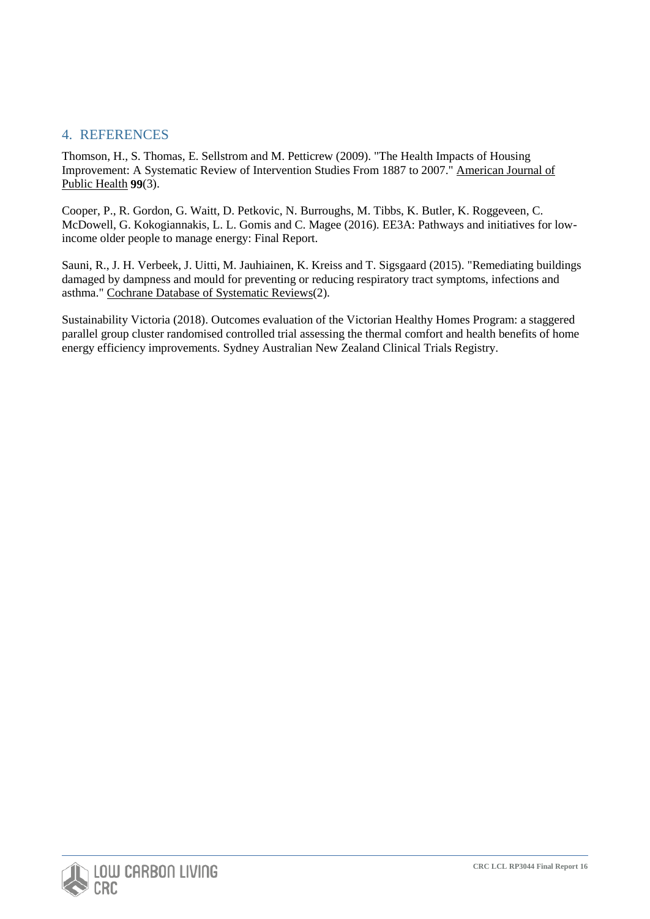## 4. REFERENCES

Thomson, H., S. Thomas, E. Sellstrom and M. Petticrew (2009). "The Health Impacts of Housing Improvement: A Systematic Review of Intervention Studies From 1887 to 2007." American Journal of Public Health **99**(3).

Cooper, P., R. Gordon, G. Waitt, D. Petkovic, N. Burroughs, M. Tibbs, K. Butler, K. Roggeveen, C. McDowell, G. Kokogiannakis, L. L. Gomis and C. Magee (2016). EE3A: Pathways and initiatives for low-income older people to manage energy: Final Report.

Sauni, R., J. H. Verbeek, J. Uitti, M. Jauhiainen, K. Kreiss and T. Sigsgaard (2015). "Remediating buildings damaged by dampness and mould for preventing or reducing respiratory tract symptoms, infections and asthma." Cochrane Database of Systematic Reviews(2).

Sustainability Victoria (2018). Outcomes evaluation of the Victorian Healthy Homes Program: a staggered parallel group cluster randomised controlled trial assessing the thermal comfort and health benefits of home energy efficiency improvements. Sydney Australian New Zealand Clinical Trials Registry.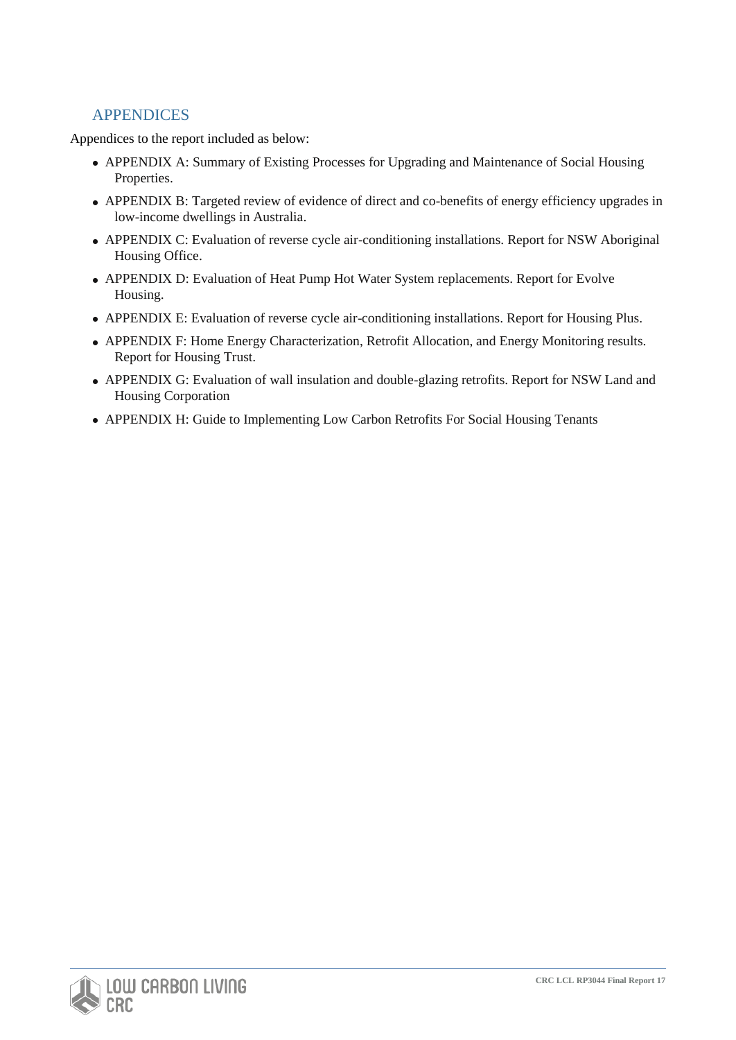## APPENDICES

Appendices to the report included as below:

- APPENDIX A: Summary of Existing Processes for Upgrading and Maintenance of Social Housing Properties.
- APPENDIX B: Targeted review of evidence of direct and co-benefits of energy efficiency upgrades in low-income dwellings in Australia.
- APPENDIX C: Evaluation of reverse cycle air-conditioning installations. Report for NSW Aboriginal Housing Office.
- APPENDIX D: Evaluation of Heat Pump Hot Water System replacements. Report for Evolve Housing.
- APPENDIX E: Evaluation of reverse cycle air-conditioning installations. Report for Housing Plus.
- APPENDIX F: Home Energy Characterization, Retrofit Allocation, and Energy Monitoring results. Report for Housing Trust.
- APPENDIX G: Evaluation of wall insulation and double-glazing retrofits. Report for NSW Land and Housing Corporation
- APPENDIX H: Guide to Implementing Low Carbon Retrofits For Social Housing Tenants